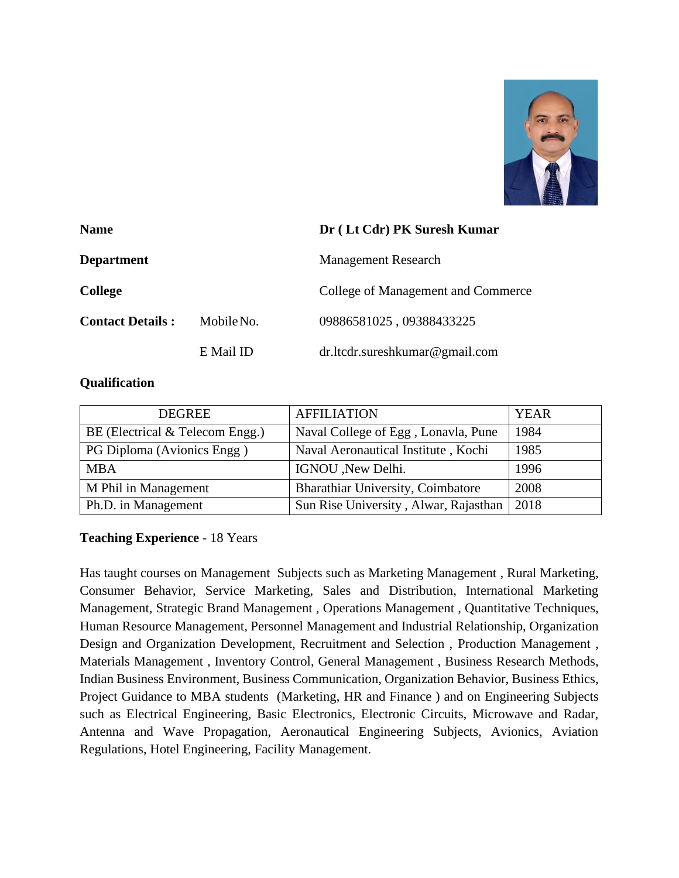| | | |
|---|---|---|
| **Name** | | **Dr ( Lt Cdr) PK Suresh Kumar** |
| **Department** | | Management Research |
| **College** | | College of Management and Commerce |
| **Contact Details :** | Mobile No. | 09886581025 , 09388433225 |
| | E Mail ID | dr.ltcdr.sureshkumar@gmail.com |

**Qualification**

| DEGREE | AFFILIATION | YEAR |
|---|---|---|
| BE (Electrical & Telecom Engg.) | Naval College of Egg , Lonavla, Pune | 1984 |
| PG Diploma (Avionics Engg ) | Naval Aeronautical Institute , Kochi | 1985 |
| MBA | IGNOU ,New Delhi. | 1996 |
| M Phil in Management | Bharathiar University, Coimbatore | 2008 |
| Ph.D. in Management | Sun Rise University , Alwar, Rajasthan | 2018 |

**Teaching Experience** - 18 Years

Has taught courses on Management Subjects such as Marketing Management , Rural Marketing, Consumer Behavior, Service Marketing, Sales and Distribution, International Marketing Management, Strategic Brand Management , Operations Management , Quantitative Techniques, Human Resource Management, Personnel Management and Industrial Relationship, Organization Design and Organization Development, Recruitment and Selection , Production Management , Materials Management , Inventory Control, General Management , Business Research Methods, Indian Business Environment, Business Communication, Organization Behavior, Business Ethics, Project Guidance to MBA students (Marketing, HR and Finance ) and on Engineering Subjects such as Electrical Engineering, Basic Electronics, Electronic Circuits, Microwave and Radar, Antenna and Wave Propagation, Aeronautical Engineering Subjects, Avionics, Aviation Regulations, Hotel Engineering, Facility Management.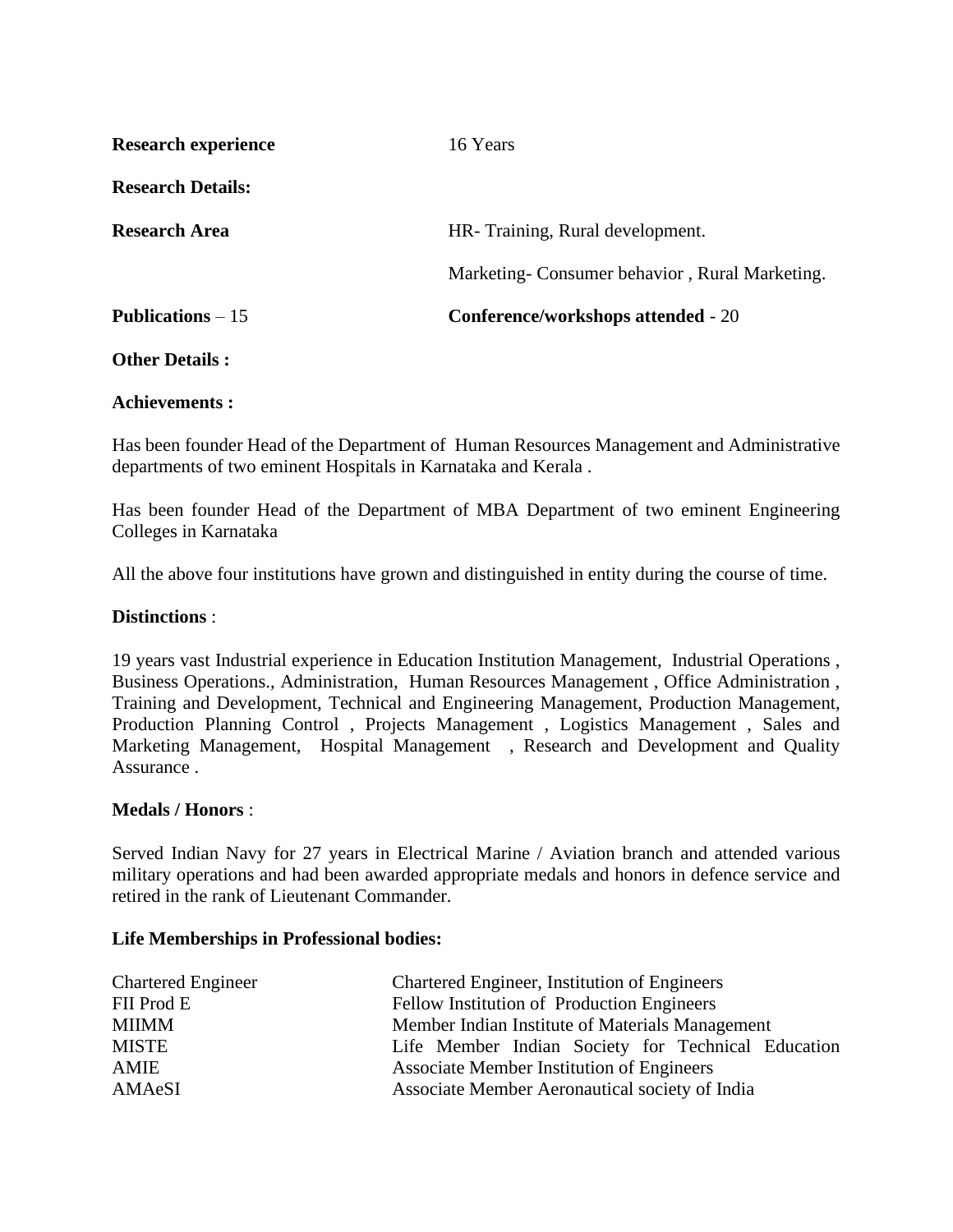**Research experience** 16 Years

**Research Details:**

**Research Area** HR- Training, Rural development.

Marketing- Consumer behavior , Rural Marketing.

**Publications** – 15 **Conference/workshops attended** - 20

**Other Details :**

**Achievements :**

Has been founder Head of the Department of Human Resources Management and Administrative departments of two eminent Hospitals in Karnataka and Kerala .

Has been founder Head of the Department of MBA Department of two eminent Engineering Colleges in Karnataka

All the above four institutions have grown and distinguished in entity during the course of time.

**Distinctions** :

19 years vast Industrial experience in Education Institution Management, Industrial Operations , Business Operations., Administration, Human Resources Management , Office Administration , Training and Development, Technical and Engineering Management, Production Management, Production Planning Control , Projects Management , Logistics Management , Sales and Marketing Management, Hospital Management , Research and Development and Quality Assurance .

**Medals / Honors** :

Served Indian Navy for 27 years in Electrical Marine / Aviation branch and attended various military operations and had been awarded appropriate medals and honors in defence service and retired in the rank of Lieutenant Commander.

**Life Memberships in Professional bodies:**

| | |
|---|---|
| Chartered Engineer | Chartered Engineer, Institution of Engineers |
| FII Prod E | Fellow Institution of Production Engineers |
| MIIMM | Member Indian Institute of Materials Management |
| MISTE | Life Member Indian Society for Technical Education |
| AMIE | Associate Member Institution of Engineers |
| AMAeSI | Associate Member Aeronautical society of India |